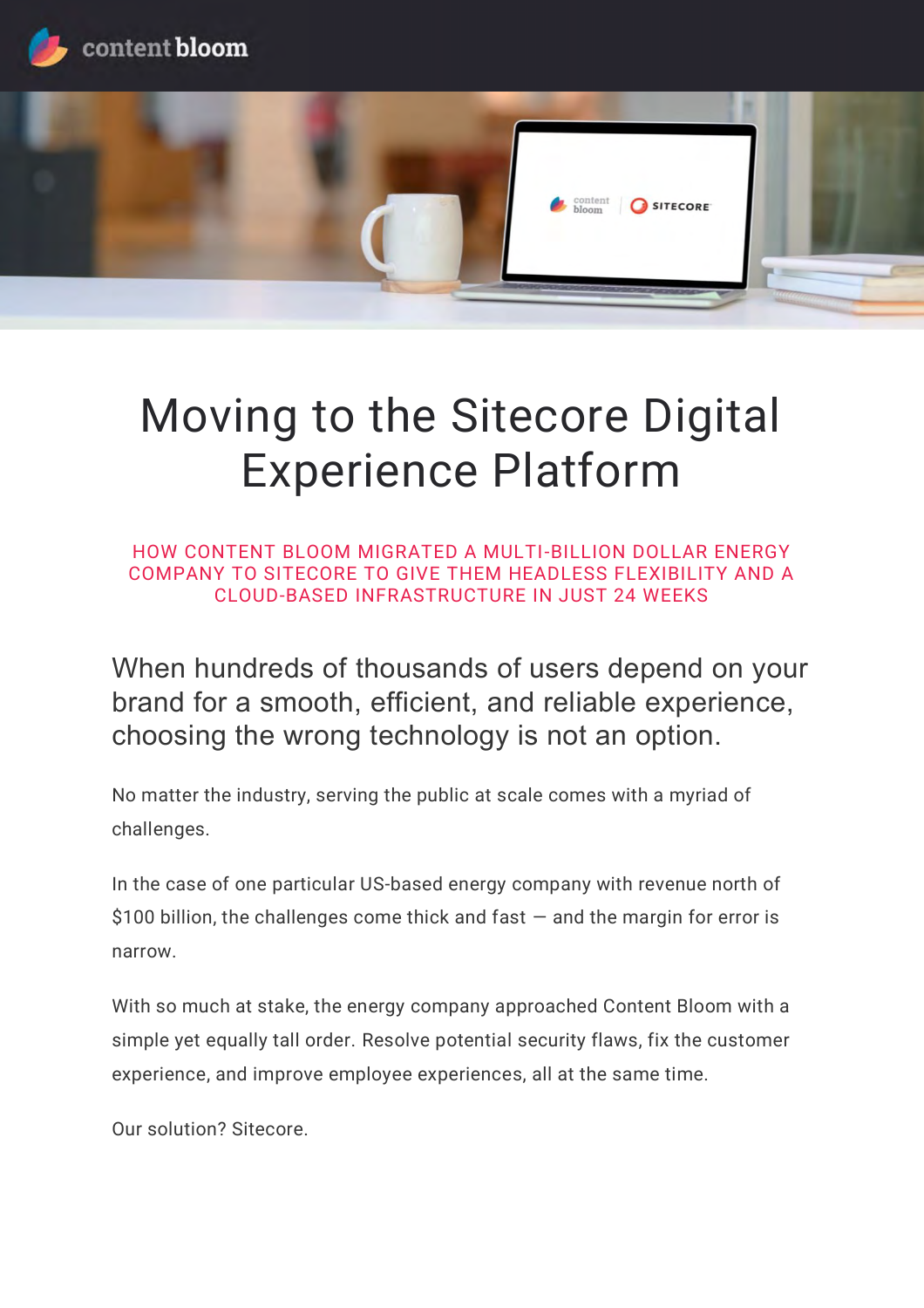# Moving to the Sitecore Digital Experience Platform

HOW CONTENT BLOOM MIGRATED A MULTI-BILLION DOLLAR ENERGY COMPANY TO SITECORE TO GIVE THEM HEADLESS FLEXIBILITY AND A CLOUD-BASED INFRASTRUCTURE IN JUST 24 WEEKS

## When hundreds of thousands of users depend on your brand for a smooth, efficient, and reliable experience, choosing the wrong technology is not an option.

No matter the industry, serving the public at scale comes with a myriad of challenges.

In the case of one particular US-based energy company with revenue north of $100 billion, the challenges come thick and fast — and the margin for error is narrow.

With so much at stake, the energy company approached Content Bloom with a simple yet equally tall order. Resolve potential security flaws, fix the customer experience, and improve employee experiences, all at the same time.

Our solution? Sitecore.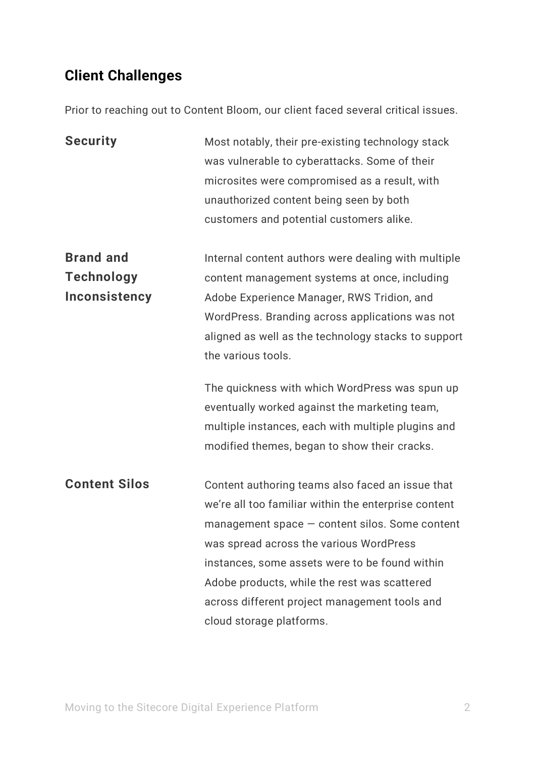## Client Challenges

Prior to reaching out to Content Bloom, our client faced several critical issues.

### Security

Most notably, their pre-existing technology stack was vulnerable to cyberattacks. Some of their microsites were compromised as a result, with unauthorized content being seen by both customers and potential customers alike.

### Brand and Technology Inconsistency

Internal content authors were dealing with multiple content management systems at once, including Adobe Experience Manager, RWS Tridion, and WordPress. Branding across applications was not aligned as well as the technology stacks to support the various tools.

The quickness with which WordPress was spun up eventually worked against the marketing team, multiple instances, each with multiple plugins and modified themes, began to show their cracks.

### Content Silos

Content authoring teams also faced an issue that we're all too familiar within the enterprise content management space — content silos. Some content was spread across the various WordPress instances, some assets were to be found within Adobe products, while the rest was scattered across different project management tools and cloud storage platforms.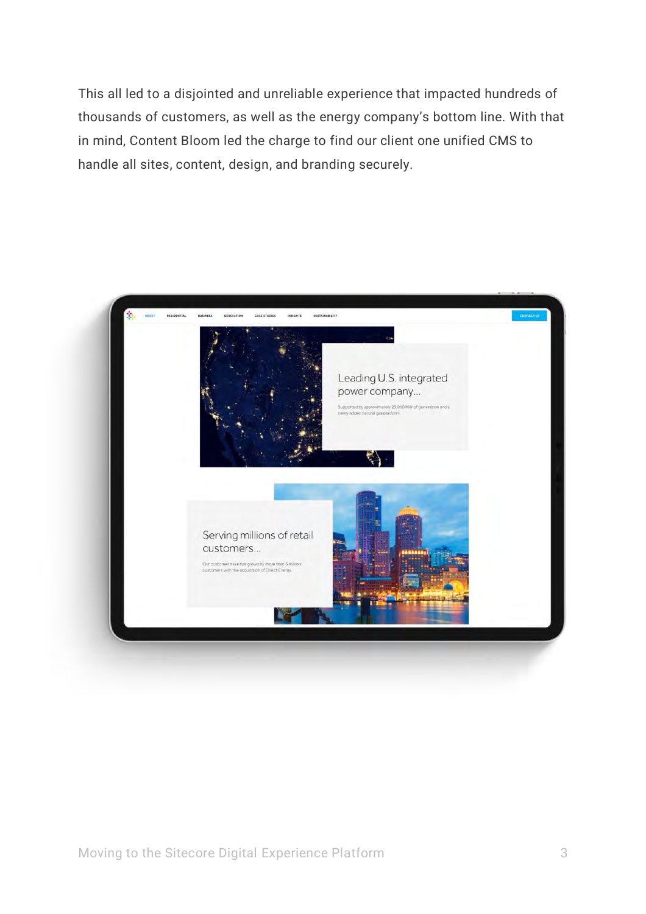This all led to a disjointed and unreliable experience that impacted hundreds of thousands of customers, as well as the energy company's bottom line. With that in mind, Content Bloom led the charge to find our client one unified CMS to handle all sites, content, design, and branding securely.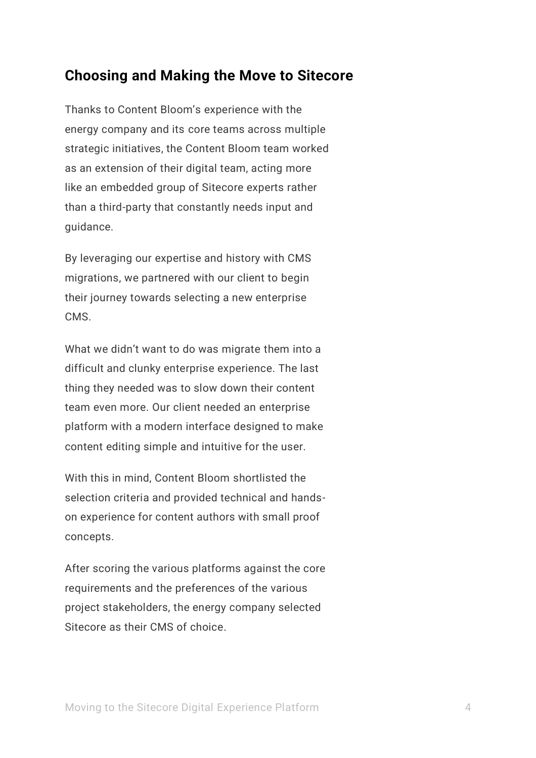## Choosing and Making the Move to Sitecore

Thanks to Content Bloom's experience with the energy company and its core teams across multiple strategic initiatives, the Content Bloom team worked as an extension of their digital team, acting more like an embedded group of Sitecore experts rather than a third-party that constantly needs input and guidance.

By leveraging our expertise and history with CMS migrations, we partnered with our client to begin their journey towards selecting a new enterprise CMS.

What we didn't want to do was migrate them into a difficult and clunky enterprise experience. The last thing they needed was to slow down their content team even more. Our client needed an enterprise platform with a modern interface designed to make content editing simple and intuitive for the user.

With this in mind, Content Bloom shortlisted the selection criteria and provided technical and hands-on experience for content authors with small proof concepts.

After scoring the various platforms against the core requirements and the preferences of the various project stakeholders, the energy company selected Sitecore as their CMS of choice.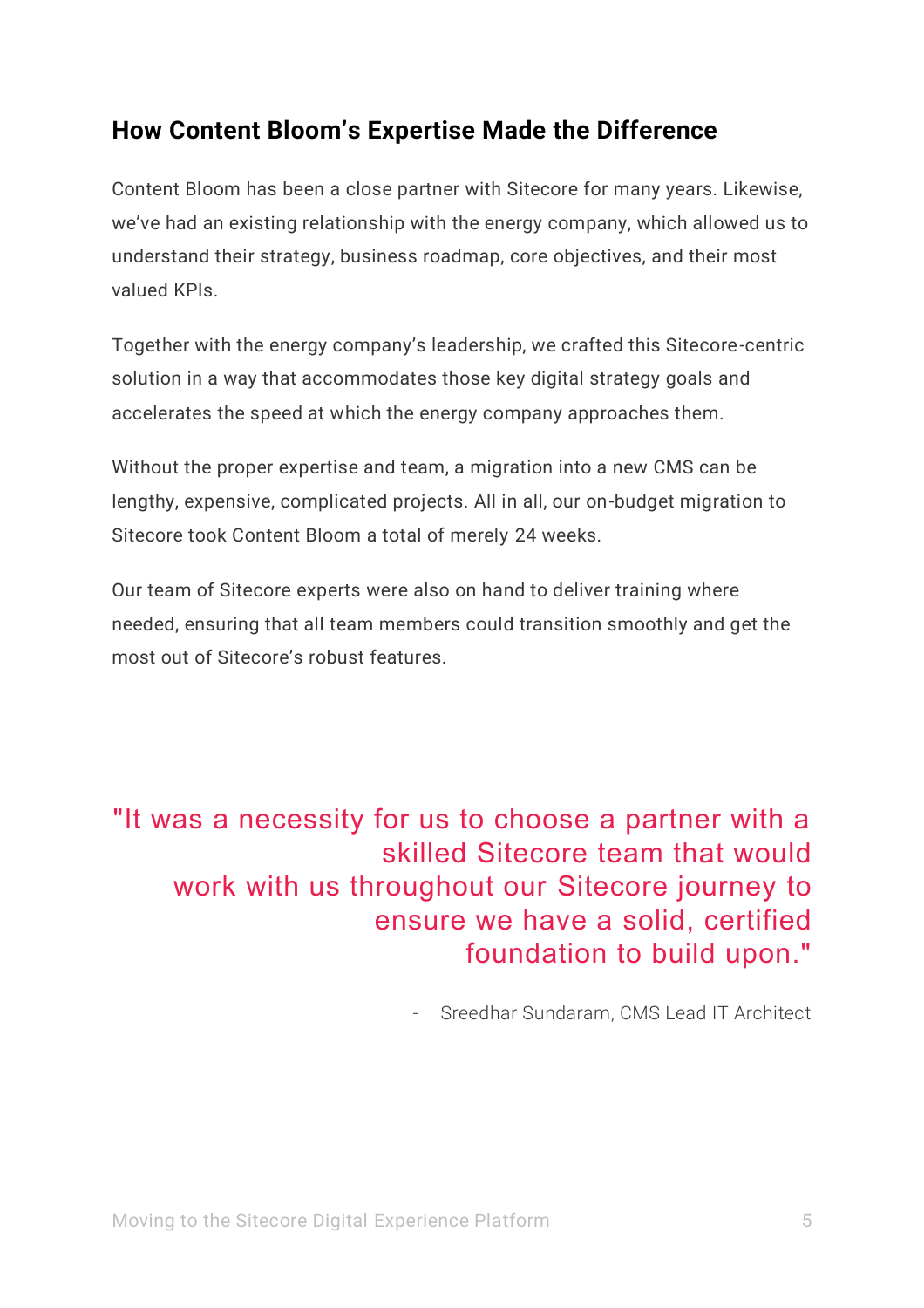## How Content Bloom's Expertise Made the Difference

Content Bloom has been a close partner with Sitecore for many years. Likewise, we've had an existing relationship with the energy company, which allowed us to understand their strategy, business roadmap, core objectives, and their most valued KPIs.

Together with the energy company's leadership, we crafted this Sitecore-centric solution in a way that accommodates those key digital strategy goals and accelerates the speed at which the energy company approaches them.

Without the proper expertise and team, a migration into a new CMS can be lengthy, expensive, complicated projects. All in all, our on-budget migration to Sitecore took Content Bloom a total of merely 24 weeks.

Our team of Sitecore experts were also on hand to deliver training where needed, ensuring that all team members could transition smoothly and get the most out of Sitecore's robust features.

> "It was a necessity for us to choose a partner with a skilled Sitecore team that would work with us throughout our Sitecore journey to ensure we have a solid, certified foundation to build upon."
>
> \- Sreedhar Sundaram, CMS Lead IT Architect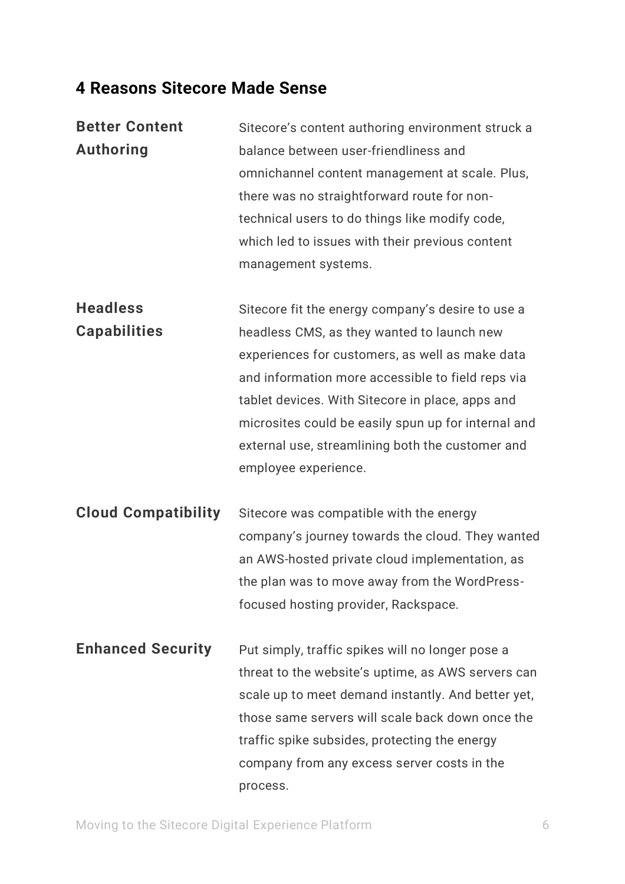## 4 Reasons Sitecore Made Sense

**Better Content Authoring**

Sitecore's content authoring environment struck a balance between user-friendliness and omnichannel content management at scale. Plus, there was no straightforward route for non-technical users to do things like modify code, which led to issues with their previous content management systems.

**Headless Capabilities**

Sitecore fit the energy company's desire to use a headless CMS, as they wanted to launch new experiences for customers, as well as make data and information more accessible to field reps via tablet devices. With Sitecore in place, apps and microsites could be easily spun up for internal and external use, streamlining both the customer and employee experience.

**Cloud Compatibility**

Sitecore was compatible with the energy company's journey towards the cloud. They wanted an AWS-hosted private cloud implementation, as the plan was to move away from the WordPress-focused hosting provider, Rackspace.

**Enhanced Security**

Put simply, traffic spikes will no longer pose a threat to the website's uptime, as AWS servers can scale up to meet demand instantly. And better yet, those same servers will scale back down once the traffic spike subsides, protecting the energy company from any excess server costs in the process.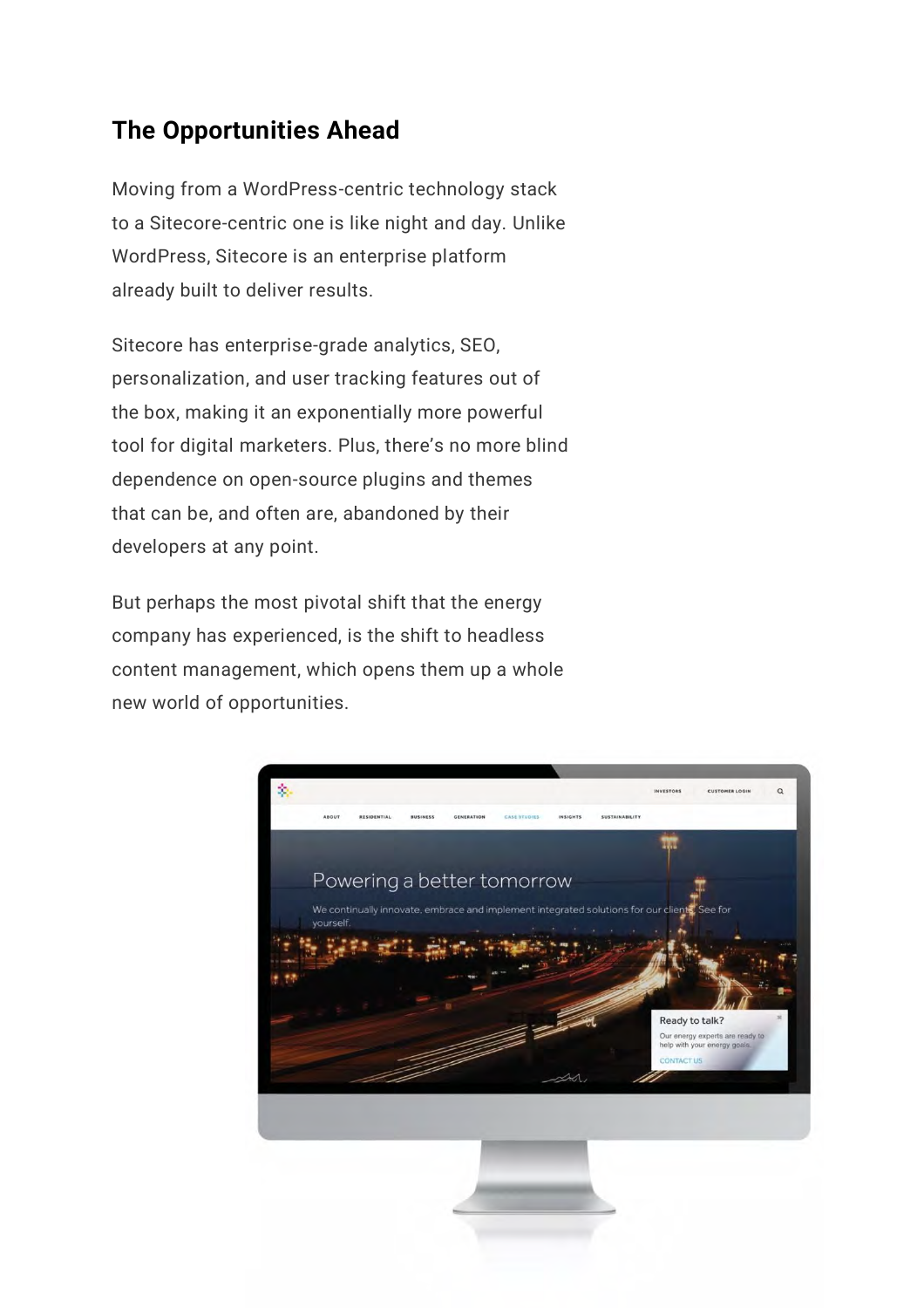## The Opportunities Ahead

Moving from a WordPress-centric technology stack to a Sitecore-centric one is like night and day. Unlike WordPress, Sitecore is an enterprise platform already built to deliver results.

Sitecore has enterprise-grade analytics, SEO, personalization, and user tracking features out of the box, making it an exponentially more powerful tool for digital marketers. Plus, there's no more blind dependence on open-source plugins and themes that can be, and often are, abandoned by their developers at any point.

But perhaps the most pivotal shift that the energy company has experienced, is the shift to headless content management, which opens them up a whole new world of opportunities.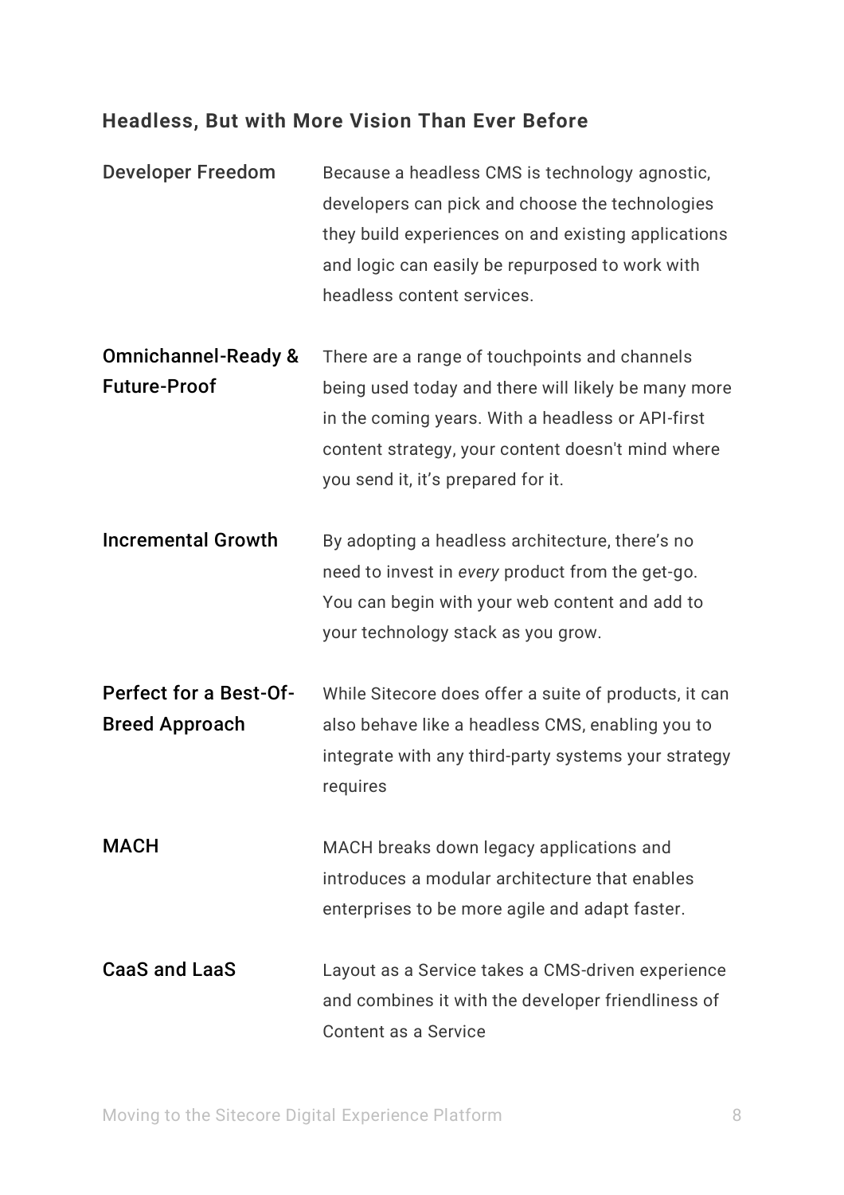### Headless, But with More Vision Than Ever Before

| | |
|---|---|
| Developer Freedom | Because a headless CMS is technology agnostic, developers can pick and choose the technologies they build experiences on and existing applications and logic can easily be repurposed to work with headless content services. |
| Omnichannel-Ready & Future-Proof | There are a range of touchpoints and channels being used today and there will likely be many more in the coming years. With a headless or API-first content strategy, your content doesn't mind where you send it, it's prepared for it. |
| Incremental Growth | By adopting a headless architecture, there's no need to invest in *every* product from the get-go. You can begin with your web content and add to your technology stack as you grow. |
| Perfect for a Best-Of-Breed Approach | While Sitecore does offer a suite of products, it can also behave like a headless CMS, enabling you to integrate with any third-party systems your strategy requires |
| MACH | MACH breaks down legacy applications and introduces a modular architecture that enables enterprises to be more agile and adapt faster. |
| CaaS and LaaS | Layout as a Service takes a CMS-driven experience and combines it with the developer friendliness of Content as a Service |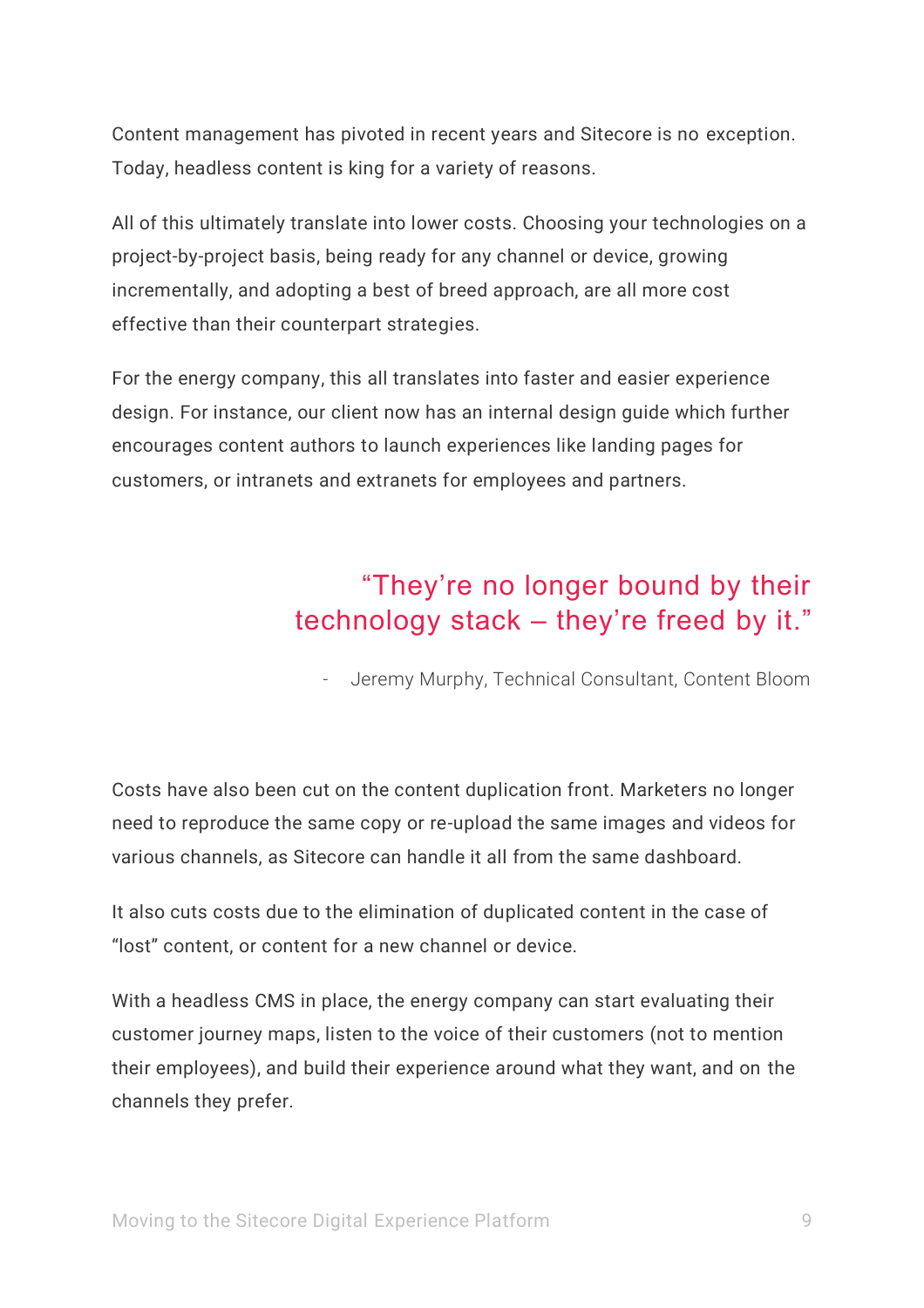Content management has pivoted in recent years and Sitecore is no exception. Today, headless content is king for a variety of reasons.

All of this ultimately translate into lower costs. Choosing your technologies on a project-by-project basis, being ready for any channel or device, growing incrementally, and adopting a best of breed approach, are all more cost effective than their counterpart strategies.

For the energy company, this all translates into faster and easier experience design. For instance, our client now has an internal design guide which further encourages content authors to launch experiences like landing pages for customers, or intranets and extranets for employees and partners.

> "They're no longer bound by their technology stack – they're freed by it."
>
> \- Jeremy Murphy, Technical Consultant, Content Bloom

Costs have also been cut on the content duplication front. Marketers no longer need to reproduce the same copy or re-upload the same images and videos for various channels, as Sitecore can handle it all from the same dashboard.

It also cuts costs due to the elimination of duplicated content in the case of "lost" content, or content for a new channel or device.

With a headless CMS in place, the energy company can start evaluating their customer journey maps, listen to the voice of their customers (not to mention their employees), and build their experience around what they want, and on the channels they prefer.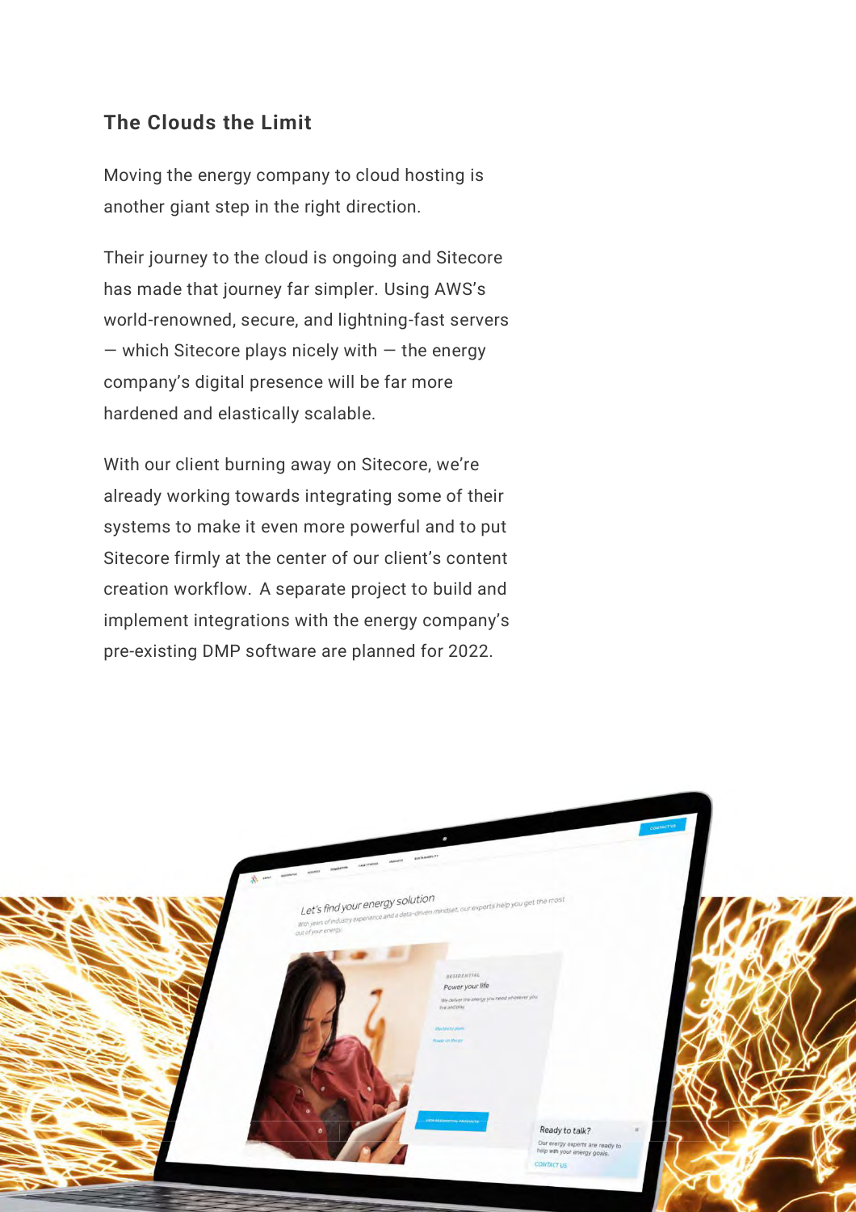## The Clouds the Limit

Moving the energy company to cloud hosting is another giant step in the right direction.

Their journey to the cloud is ongoing and Sitecore has made that journey far simpler. Using AWS's world-renowned, secure, and lightning-fast servers — which Sitecore plays nicely with — the energy company's digital presence will be far more hardened and elastically scalable.

With our client burning away on Sitecore, we're already working towards integrating some of their systems to make it even more powerful and to put Sitecore firmly at the center of our client's content creation workflow. A separate project to build and implement integrations with the energy company's pre-existing DMP software are planned for 2022.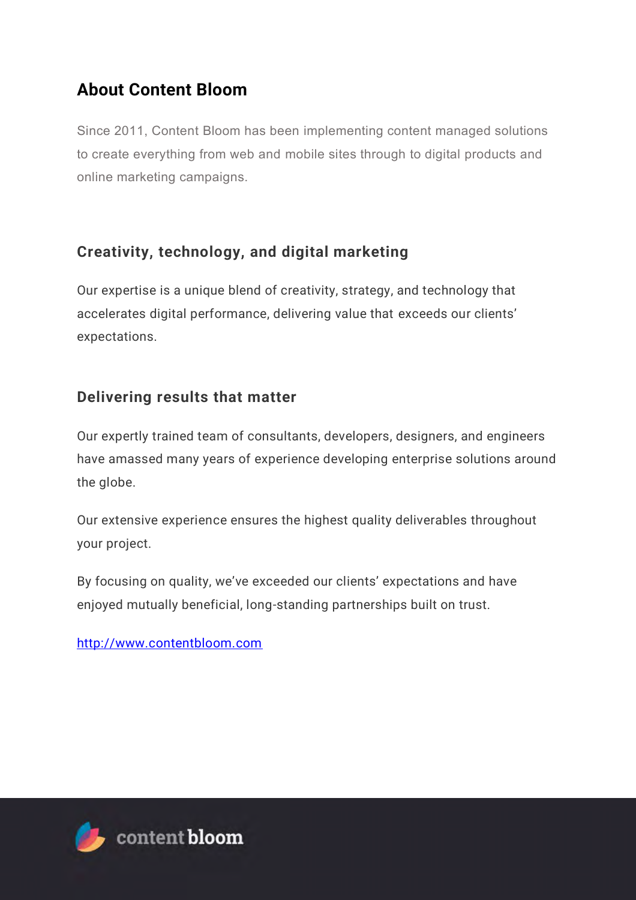## About Content Bloom

Since 2011, Content Bloom has been implementing content managed solutions to create everything from web and mobile sites through to digital products and online marketing campaigns.

### Creativity, technology, and digital marketing

Our expertise is a unique blend of creativity, strategy, and technology that accelerates digital performance, delivering value that exceeds our clients' expectations.

### Delivering results that matter

Our expertly trained team of consultants, developers, designers, and engineers have amassed many years of experience developing enterprise solutions around the globe.

Our extensive experience ensures the highest quality deliverables throughout your project.

By focusing on quality, we've exceeded our clients' expectations and have enjoyed mutually beneficial, long-standing partnerships built on trust.

http://www.contentbloom.com

content bloom